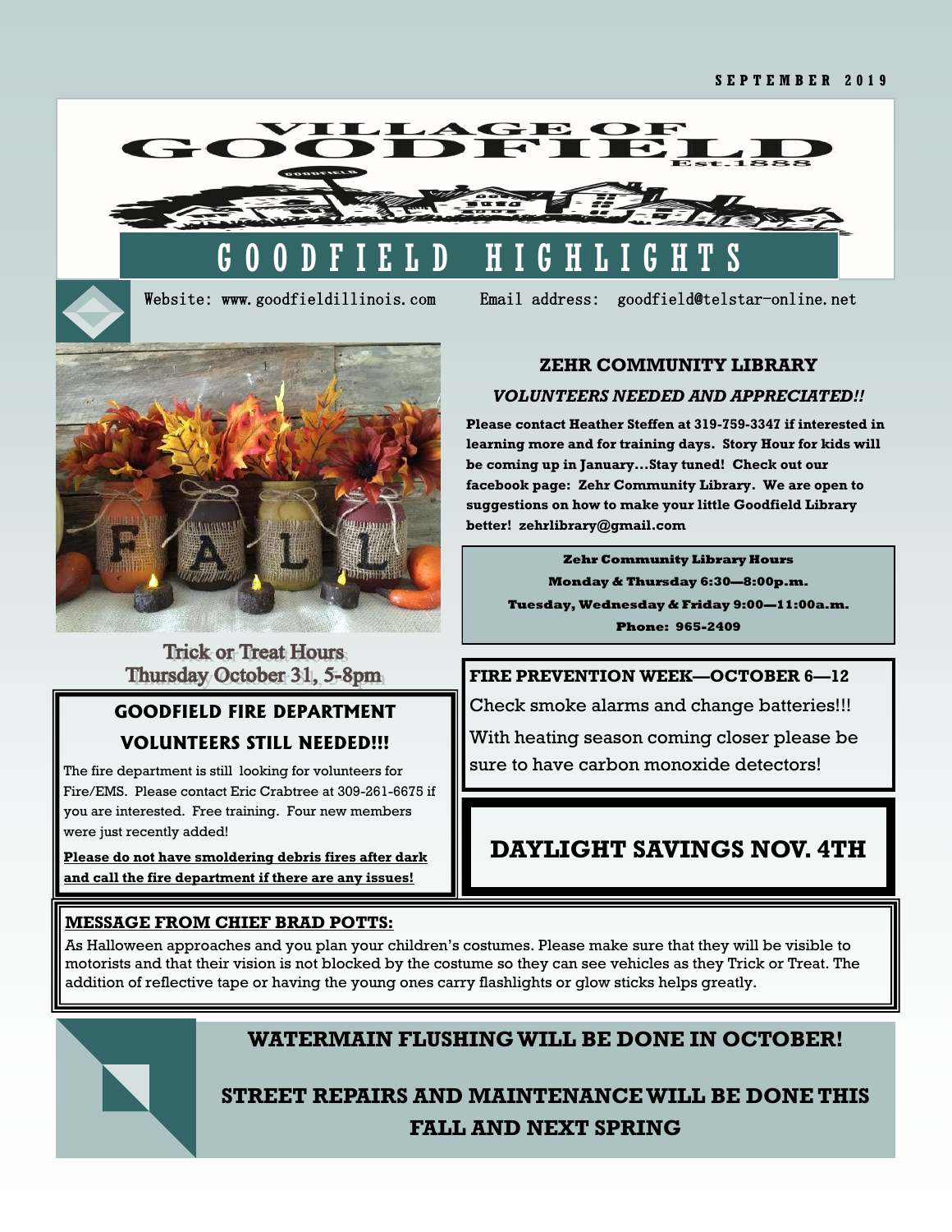SEPTEMBER 2019

# VILLAGE OF GOODFIELD

Est. 1888

# GOODFIELD HIGHLIGHTS

Website: www.goodfieldillinois.com Email address: goodfield@telstar-online.net

Trick or Treat Hours
Thursday October 31, 5-8pm

## GOODFIELD FIRE DEPARTMENT VOLUNTEERS STILL NEEDED!!!

The fire department is still looking for volunteers for Fire/EMS. Please contact Eric Crabtree at 309-261-6675 if you are interested. Free training. Four new members were just recently added!

**Please do not have smoldering debris fires after dark and call the fire department if there are any issues!**

## ZEHR COMMUNITY LIBRARY

***VOLUNTEERS NEEDED AND APPRECIATED!!***

**Please contact Heather Steffen at 319-759-3347 if interested in learning more and for training days. Story Hour for kids will be coming up in January...Stay tuned! Check out our facebook page: Zehr Community Library. We are open to suggestions on how to make your little Goodfield Library better! zehrlibrary@gmail.com**

**Zehr Community Library Hours**
**Monday & Thursday 6:30—8:00p.m.**
**Tuesday, Wednesday & Friday 9:00—11:00a.m.**
**Phone: 965-2409**

**FIRE PREVENTION WEEK—OCTOBER 6—12**

Check smoke alarms and change batteries!!!

With heating season coming closer please be sure to have carbon monoxide detectors!

## DAYLIGHT SAVINGS NOV. 4TH

**MESSAGE FROM CHIEF BRAD POTTS:**

As Halloween approaches and you plan your children's costumes. Please make sure that they will be visible to motorists and that their vision is not blocked by the costume so they can see vehicles as they Trick or Treat. The addition of reflective tape or having the young ones carry flashlights or glow sticks helps greatly.

**WATERMAIN FLUSHING WILL BE DONE IN OCTOBER!**

**STREET REPAIRS AND MAINTENANCE WILL BE DONE THIS FALL AND NEXT SPRING**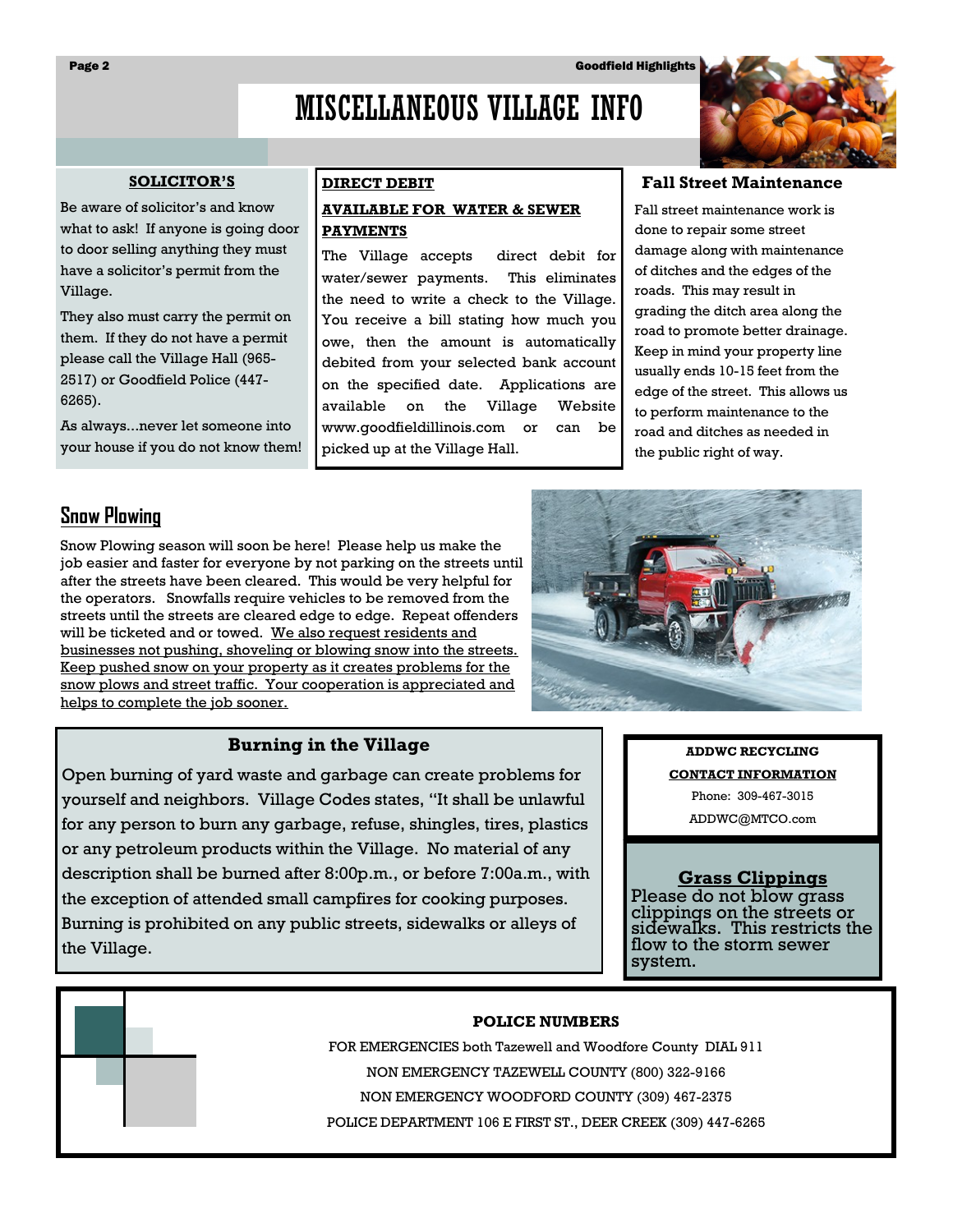# MISCELLANEOUS VILLAGE INFO

## SOLICITOR'S

Be aware of solicitor's and know what to ask! If anyone is going door to door selling anything they must have a solicitor's permit from the Village.

They also must carry the permit on them. If they do not have a permit please call the Village Hall (965-2517) or Goodfield Police (447-6265).

As always...never let someone into your house if you do not know them!

## DIRECT DEBIT

**AVAILABLE FOR WATER & SEWER PAYMENTS**

The Village accepts direct debit for water/sewer payments. This eliminates the need to write a check to the Village. You receive a bill stating how much you owe, then the amount is automatically debited from your selected bank account on the specified date. Applications are available on the Village Website www.goodfieldillinois.com or can be picked up at the Village Hall.

## Fall Street Maintenance

Fall street maintenance work is done to repair some street damage along with maintenance of ditches and the edges of the roads. This may result in grading the ditch area along the road to promote better drainage. Keep in mind your property line usually ends 10-15 feet from the edge of the street. This allows us to perform maintenance to the road and ditches as needed in the public right of way.

## Snow Plowing

Snow Plowing season will soon be here! Please help us make the job easier and faster for everyone by not parking on the streets until after the streets have been cleared. This would be very helpful for the operators. Snowfalls require vehicles to be removed from the streets until the streets are cleared edge to edge. Repeat offenders will be ticketed and or towed. We also request residents and businesses not pushing, shoveling or blowing snow into the streets. Keep pushed snow on your property as it creates problems for the snow plows and street traffic. Your cooperation is appreciated and helps to complete the job sooner.

## Burning in the Village

Open burning of yard waste and garbage can create problems for yourself and neighbors. Village Codes states, "It shall be unlawful for any person to burn any garbage, refuse, shingles, tires, plastics or any petroleum products within the Village. No material of any description shall be burned after 8:00p.m., or before 7:00a.m., with the exception of attended small campfires for cooking purposes. Burning is prohibited on any public streets, sidewalks or alleys of the Village.

**ADDWC RECYCLING CONTACT INFORMATION**

Phone: 309-467-3015

ADDWC@MTCO.com

## Grass Clippings

Please do not blow grass clippings on the streets or sidewalks. This restricts the flow to the storm sewer system.

**POLICE NUMBERS**

FOR EMERGENCIES both Tazewell and Woodfore County DIAL 911

NON EMERGENCY TAZEWELL COUNTY (800) 322-9166

NON EMERGENCY WOODFORD COUNTY (309) 467-2375

POLICE DEPARTMENT 106 E FIRST ST., DEER CREEK (309) 447-6265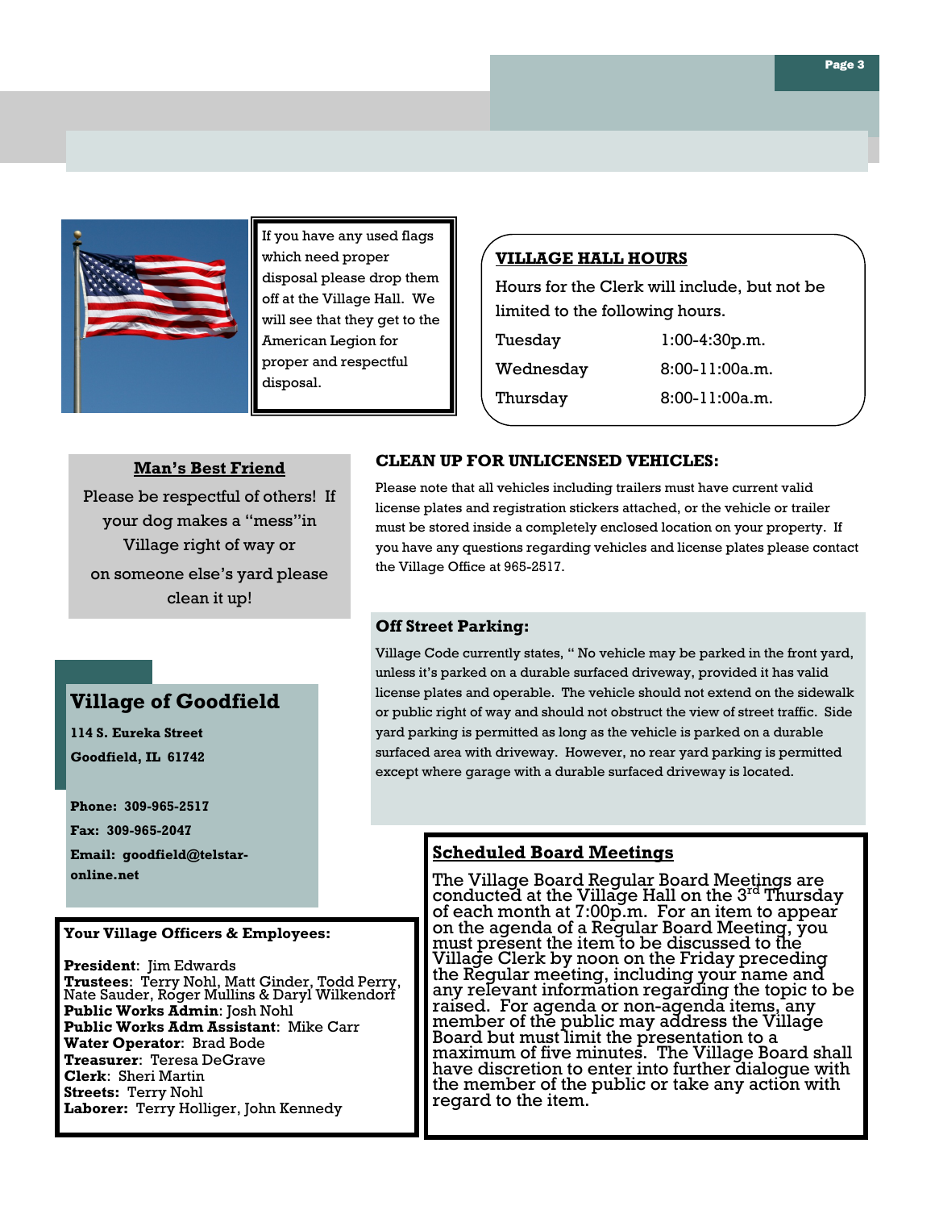If you have any used flags which need proper disposal please drop them off at the Village Hall. We will see that they get to the American Legion for proper and respectful disposal.

**VILLAGE HALL HOURS**

Hours for the Clerk will include, but not be limited to the following hours.

| | |
|---|---|
| Tuesday | 1:00-4:30p.m. |
| Wednesday | 8:00-11:00a.m. |
| Thursday | 8:00-11:00a.m. |

**Man's Best Friend**

Please be respectful of others! If your dog makes a "mess" in Village right of way or on someone else's yard please clean it up!

**CLEAN UP FOR UNLICENSED VEHICLES:**

Please note that all vehicles including trailers must have current valid license plates and registration stickers attached, or the vehicle or trailer must be stored inside a completely enclosed location on your property. If you have any questions regarding vehicles and license plates please contact the Village Office at 965-2517.

**Off Street Parking:**

Village Code currently states, " No vehicle may be parked in the front yard, unless it's parked on a durable surfaced driveway, provided it has valid license plates and operable. The vehicle should not extend on the sidewalk or public right of way and should not obstruct the view of street traffic. Side yard parking is permitted as long as the vehicle is parked on a durable surfaced area with driveway. However, no rear yard parking is permitted except where garage with a durable surfaced driveway is located.

## Village of Goodfield

**114 S. Eureka Street**
**Goodfield, IL 61742**

**Phone: 309-965-2517**
**Fax: 309-965-2047**
**Email: goodfield@telstar-online.net**

**Your Village Officers & Employees:**

**President**: Jim Edwards
**Trustees**: Terry Nohl, Matt Ginder, Todd Perry, Nate Sauder, Roger Mullins & Daryl Wilkendorf
**Public Works Admin**: Josh Nohl
**Public Works Adm Assistant**: Mike Carr
**Water Operator**: Brad Bode
**Treasurer**: Teresa DeGrave
**Clerk**: Sheri Martin
**Streets:** Terry Nohl
**Laborer:** Terry Holliger, John Kennedy

**Scheduled Board Meetings**

The Village Board Regular Board Meetings are conducted at the Village Hall on the 3rd Thursday of each month at 7:00p.m. For an item to appear on the agenda of a Regular Board Meeting, you must present the item to be discussed to the Village Clerk by noon on the Friday preceding the Regular meeting, including your name and any relevant information regarding the topic to be raised. For agenda or non-agenda items, any member of the public may address the Village Board but must limit the presentation to a maximum of five minutes. The Village Board shall have discretion to enter into further dialogue with the member of the public or take any action with regard to the item.